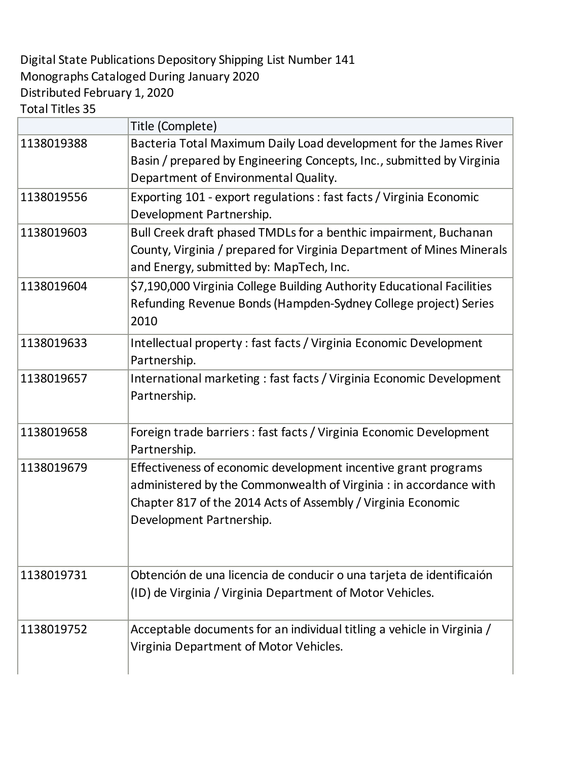Digital State Publications Depository Shipping List Number 141
Monographs Cataloged During January 2020
Distributed February 1, 2020
Total Titles 35

| | Title (Complete) |
|---|---|
| 1138019388 | Bacteria Total Maximum Daily Load development for the James River Basin / prepared by Engineering Concepts, Inc., submitted by Virginia Department of Environmental Quality. |
| 1138019556 | Exporting 101 - export regulations : fast facts / Virginia Economic Development Partnership. |
| 1138019603 | Bull Creek draft phased TMDLs for a benthic impairment, Buchanan County, Virginia / prepared for Virginia Department of Mines Minerals and Energy, submitted by: MapTech, Inc. |
| 1138019604 | $7,190,000 Virginia College Building Authority Educational Facilities Refunding Revenue Bonds (Hampden-Sydney College project) Series 2010 |
| 1138019633 | Intellectual property : fast facts / Virginia Economic Development Partnership. |
| 1138019657 | International marketing : fast facts / Virginia Economic Development Partnership. |
| 1138019658 | Foreign trade barriers : fast facts / Virginia Economic Development Partnership. |
| 1138019679 | Effectiveness of economic development incentive grant programs administered by the Commonwealth of Virginia : in accordance with Chapter 817 of the 2014 Acts of Assembly / Virginia Economic Development Partnership. |
| 1138019731 | Obtención de una licencia de conducir o una tarjeta de identificaión (ID) de Virginia / Virginia Department of Motor Vehicles. |
| 1138019752 | Acceptable documents for an individual titling a vehicle in Virginia / Virginia Department of Motor Vehicles. |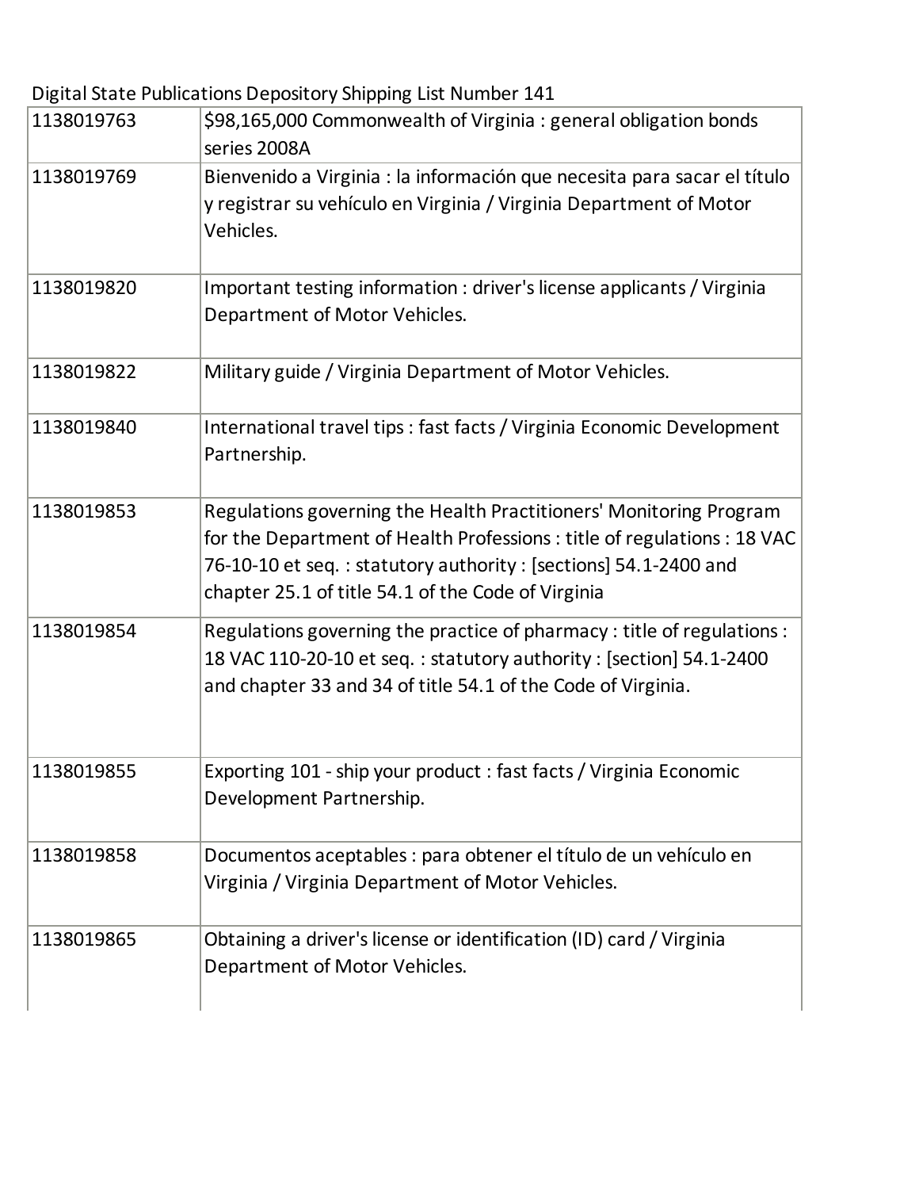Digital State Publications Depository Shipping List Number 141

| | |
|---|---|
| 1138019763 | $98,165,000 Commonwealth of Virginia : general obligation bonds series 2008A |
| 1138019769 | Bienvenido a Virginia : la información que necesita para sacar el título y registrar su vehículo en Virginia / Virginia Department of Motor Vehicles. |
| 1138019820 | Important testing information : driver's license applicants / Virginia Department of Motor Vehicles. |
| 1138019822 | Military guide / Virginia Department of Motor Vehicles. |
| 1138019840 | International travel tips : fast facts / Virginia Economic Development Partnership. |
| 1138019853 | Regulations governing the Health Practitioners' Monitoring Program for the Department of Health Professions : title of regulations : 18 VAC 76-10-10 et seq. : statutory authority : [sections] 54.1-2400 and chapter 25.1 of title 54.1 of the Code of Virginia |
| 1138019854 | Regulations governing the practice of pharmacy : title of regulations : 18 VAC 110-20-10 et seq. : statutory authority : [section] 54.1-2400 and chapter 33 and 34 of title 54.1 of the Code of Virginia. |
| 1138019855 | Exporting 101 - ship your product : fast facts / Virginia Economic Development Partnership. |
| 1138019858 | Documentos aceptables : para obtener el título de un vehículo en Virginia / Virginia Department of Motor Vehicles. |
| 1138019865 | Obtaining a driver's license or identification (ID) card / Virginia Department of Motor Vehicles. |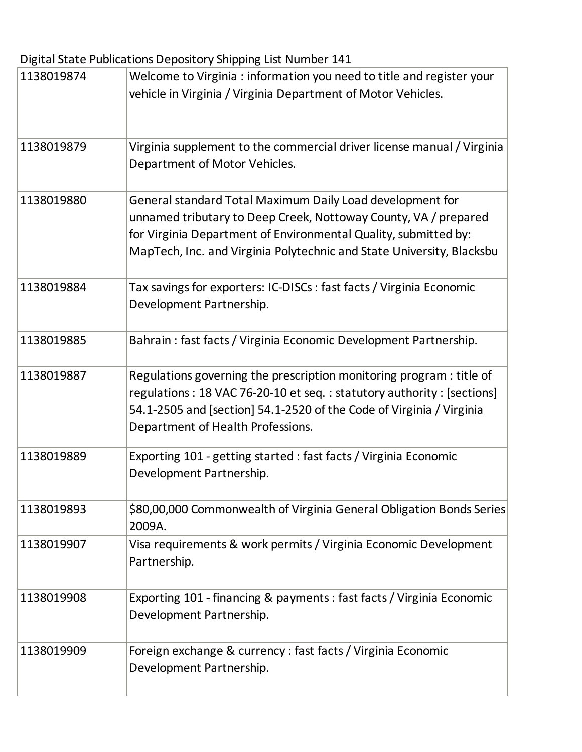Digital State Publications Depository Shipping List Number 141

| | |
|---|---|
| 1138019874 | Welcome to Virginia : information you need to title and register your vehicle in Virginia / Virginia Department of Motor Vehicles. |
| 1138019879 | Virginia supplement to the commercial driver license manual / Virginia Department of Motor Vehicles. |
| 1138019880 | General standard Total Maximum Daily Load development for unnamed tributary to Deep Creek, Nottoway County, VA / prepared for Virginia Department of Environmental Quality, submitted by: MapTech, Inc. and Virginia Polytechnic and State University, Blacksbu |
| 1138019884 | Tax savings for exporters: IC-DISCs : fast facts / Virginia Economic Development Partnership. |
| 1138019885 | Bahrain : fast facts / Virginia Economic Development Partnership. |
| 1138019887 | Regulations governing the prescription monitoring program : title of regulations : 18 VAC 76-20-10 et seq. : statutory authority : [sections] 54.1-2505 and [section] 54.1-2520 of the Code of Virginia / Virginia Department of Health Professions. |
| 1138019889 | Exporting 101 - getting started : fast facts / Virginia Economic Development Partnership. |
| 1138019893 | $80,00,000 Commonwealth of Virginia General Obligation Bonds Series 2009A. |
| 1138019907 | Visa requirements & work permits / Virginia Economic Development Partnership. |
| 1138019908 | Exporting 101 - financing & payments : fast facts / Virginia Economic Development Partnership. |
| 1138019909 | Foreign exchange & currency : fast facts / Virginia Economic Development Partnership. |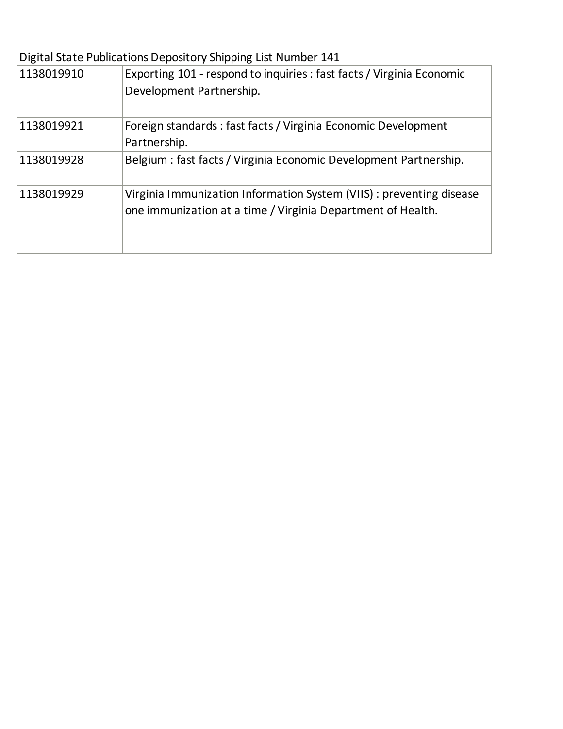Digital State Publications Depository Shipping List Number 141

| | |
|---|---|
| 1138019910 | Exporting 101 - respond to inquiries : fast facts / Virginia Economic Development Partnership. |
| 1138019921 | Foreign standards : fast facts / Virginia Economic Development Partnership. |
| 1138019928 | Belgium : fast facts / Virginia Economic Development Partnership. |
| 1138019929 | Virginia Immunization Information System (VIIS) : preventing disease one immunization at a time / Virginia Department of Health. |